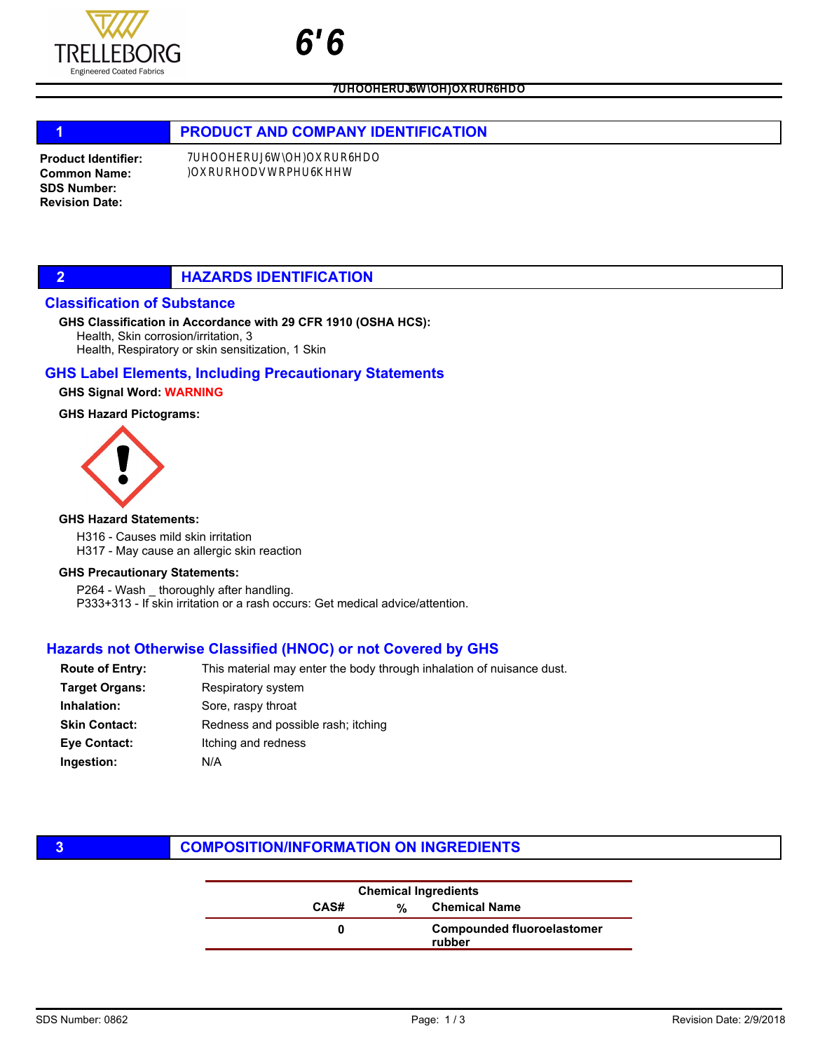TRELLEBORG
Engineered Coated Fabrics

# 6'6

**7UHOOHERUJ6W\OH)OXRUR6HDO**

## 1 PRODUCT AND COMPANY IDENTIFICATION

**Product Identifier:** 7UHOOHERUJ6W\OH)OXRUR6HDO
**Common Name:** )OXRURHODVWRPHU6KHHW
**SDS Number:**
**Revision Date:**

## 2 HAZARDS IDENTIFICATION

### Classification of Substance

**GHS Classification in Accordance with 29 CFR 1910 (OSHA HCS):**
Health, Skin corrosion/irritation, 3
Health, Respiratory or skin sensitization, 1 Skin

### GHS Label Elements, Including Precautionary Statements

**GHS Signal Word:** **WARNING**

**GHS Hazard Pictograms:**

**GHS Hazard Statements:**

H316 - Causes mild skin irritation
H317 - May cause an allergic skin reaction

**GHS Precautionary Statements:**

P264 - Wash _ thoroughly after handling.
P333+313 - If skin irritation or a rash occurs: Get medical advice/attention.

### Hazards not Otherwise Classified (HNOC) or not Covered by GHS

**Route of Entry:** This material may enter the body through inhalation of nuisance dust.
**Target Organs:** Respiratory system
**Inhalation:** Sore, raspy throat
**Skin Contact:** Redness and possible rash; itching
**Eye Contact:** Itching and redness
**Ingestion:** N/A

## 3 COMPOSITION/INFORMATION ON INGREDIENTS

| Chemical Ingredients | | |
|---|---|---|
| **CAS#** | **%** | **Chemical Name** |
| 0 | | **Compounded fluoroelastomer rubber** |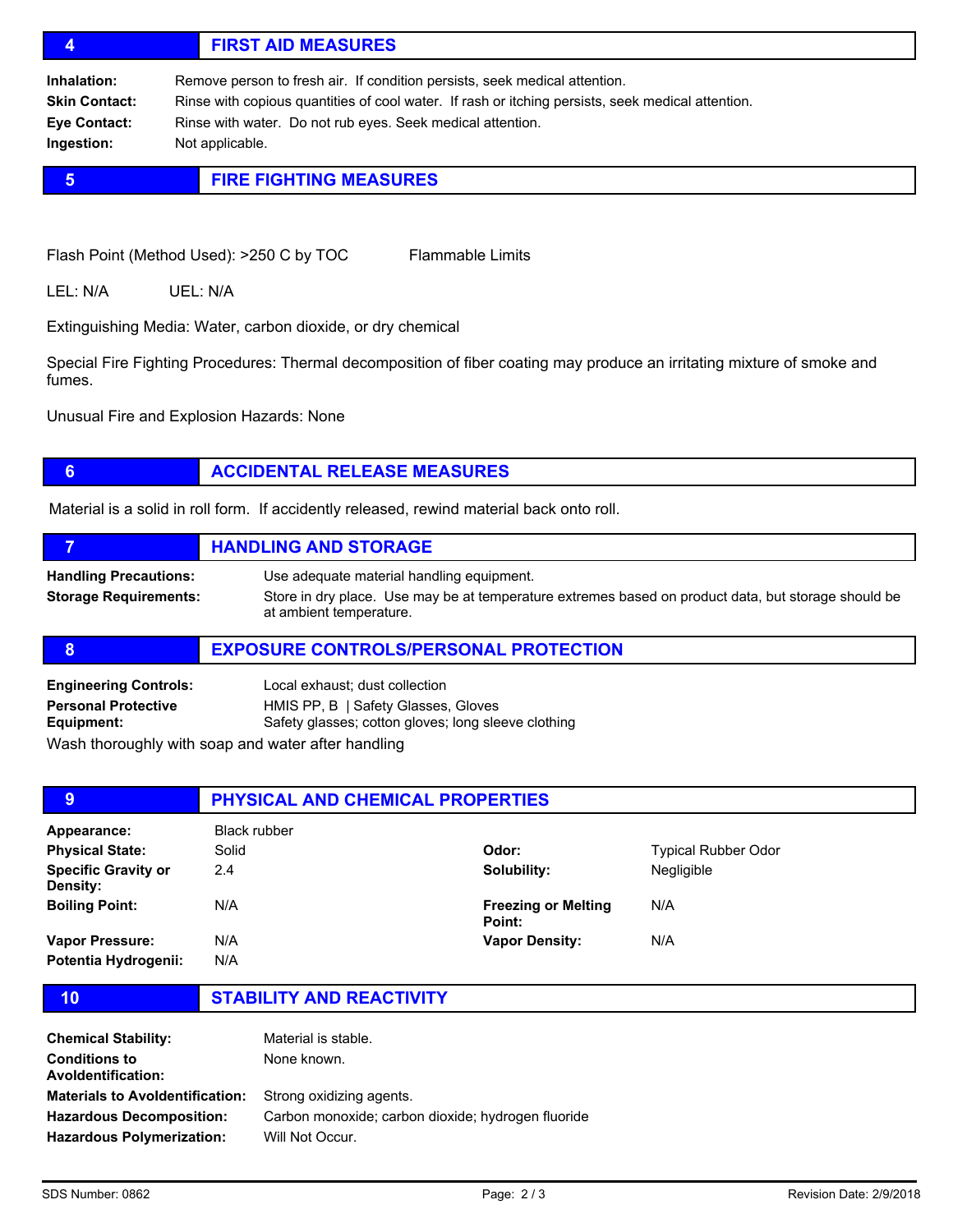## 4 FIRST AID MEASURES

**Inhalation:** Remove person to fresh air. If condition persists, seek medical attention.

**Skin Contact:** Rinse with copious quantities of cool water. If rash or itching persists, seek medical attention.

**Eye Contact:** Rinse with water. Do not rub eyes. Seek medical attention.

**Ingestion:** Not applicable.

## 5 FIRE FIGHTING MEASURES

Flash Point (Method Used): >250 C by TOC    Flammable Limits

LEL: N/A    UEL: N/A

Extinguishing Media: Water, carbon dioxide, or dry chemical

Special Fire Fighting Procedures: Thermal decomposition of fiber coating may produce an irritating mixture of smoke and fumes.

Unusual Fire and Explosion Hazards: None

## 6 ACCIDENTAL RELEASE MEASURES

Material is a solid in roll form. If accidently released, rewind material back onto roll.

## 7 HANDLING AND STORAGE

**Handling Precautions:** Use adequate material handling equipment.

**Storage Requirements:** Store in dry place. Use may be at temperature extremes based on product data, but storage should be at ambient temperature.

## 8 EXPOSURE CONTROLS/PERSONAL PROTECTION

**Engineering Controls:** Local exhaust; dust collection

**Personal Protective Equipment:** HMIS PP, B | Safety Glasses, Gloves
Safety glasses; cotton gloves; long sleeve clothing

Wash thoroughly with soap and water after handling

## 9 PHYSICAL AND CHEMICAL PROPERTIES

| | | | |
|---|---|---|---|
| **Appearance:** | Black rubber | | |
| **Physical State:** | Solid | **Odor:** | Typical Rubber Odor |
| **Specific Gravity or Density:** | 2.4 | **Solubility:** | Negligible |
| **Boiling Point:** | N/A | **Freezing or Melting Point:** | N/A |
| **Vapor Pressure:** | N/A | **Vapor Density:** | N/A |
| **Potentia Hydrogenii:** | N/A | | |

## 10 STABILITY AND REACTIVITY

**Chemical Stability:** Material is stable.

**Conditions to Avoldentification:** None known.

**Materials to Avoldentification:** Strong oxidizing agents.

**Hazardous Decomposition:** Carbon monoxide; carbon dioxide; hydrogen fluoride

**Hazardous Polymerization:** Will Not Occur.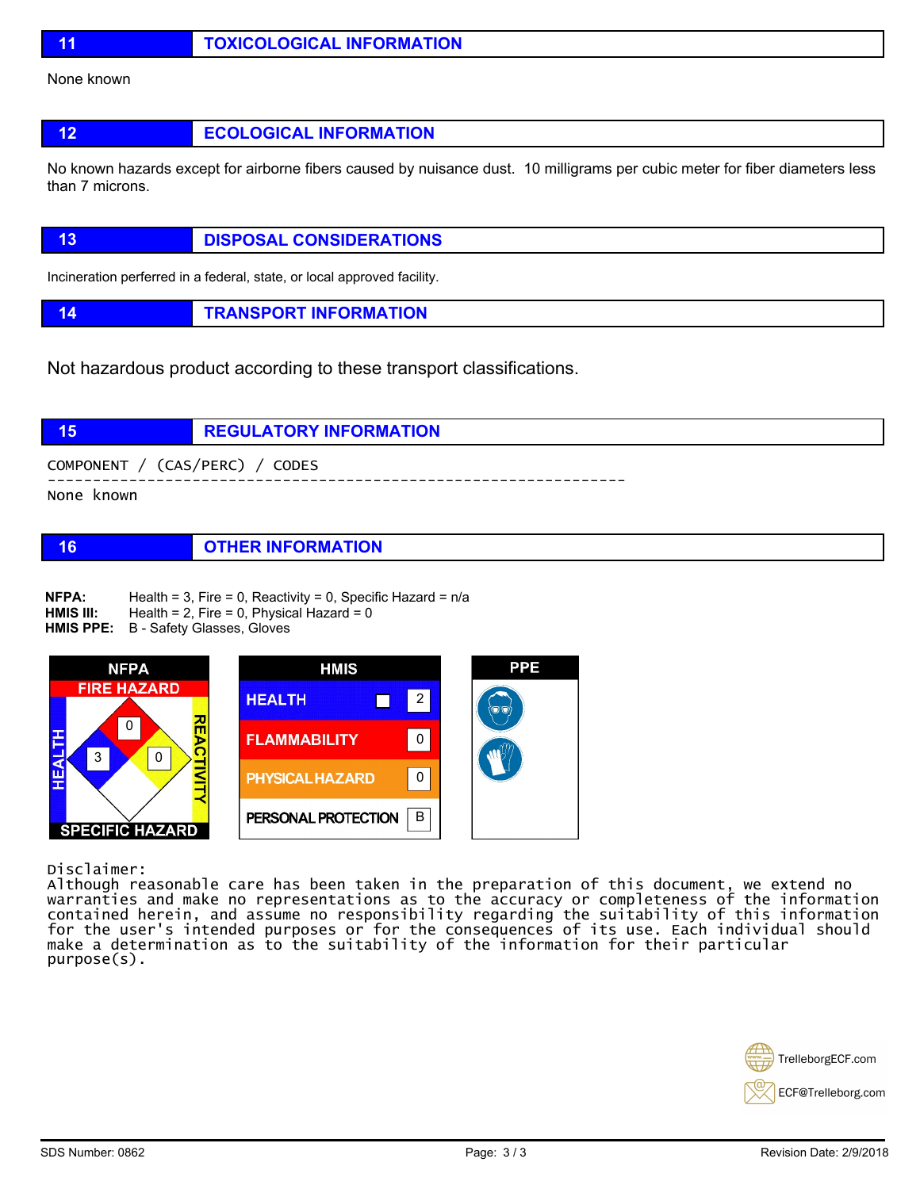## 11 TOXICOLOGICAL INFORMATION

None known

## 12 ECOLOGICAL INFORMATION

No known hazards except for airborne fibers caused by nuisance dust. 10 milligrams per cubic meter for fiber diameters less than 7 microns.

## 13 DISPOSAL CONSIDERATIONS

Incineration perferred in a federal, state, or local approved facility.

## 14 TRANSPORT INFORMATION

Not hazardous product according to these transport classifications.

## 15 REGULATORY INFORMATION

```
COMPONENT / (CAS/PERC) / CODES
----------------------------------------------------------------
None known
```

## 16 OTHER INFORMATION

**NFPA:** Health = 3, Fire = 0, Reactivity = 0, Specific Hazard = n/a
**HMIS III:** Health = 2, Fire = 0, Physical Hazard = 0
**HMIS PPE:** B - Safety Glasses, Gloves

NFPA
FIRE HAZARD
0
HEALTH
3
REACTIVITY
0
SPECIFIC HAZARD

HMIS

| | |
|---|---|
| HEALTH | 2 |
| FLAMMABILITY | 0 |
| PHYSICAL HAZARD | 0 |
| PERSONAL PROTECTION | B |

PPE

Disclaimer:
Although reasonable care has been taken in the preparation of this document, we extend no warranties and make no representations as to the accuracy or completeness of the information contained herein, and assume no responsibility regarding the suitability of this information for the user's intended purposes or for the consequences of its use. Each individual should make a determination as to the suitability of the information for their particular purpose(s).

TrelleborgECF.com
ECF@Trelleborg.com

SDS Number: 0862 Revision Date: 2/9/2018